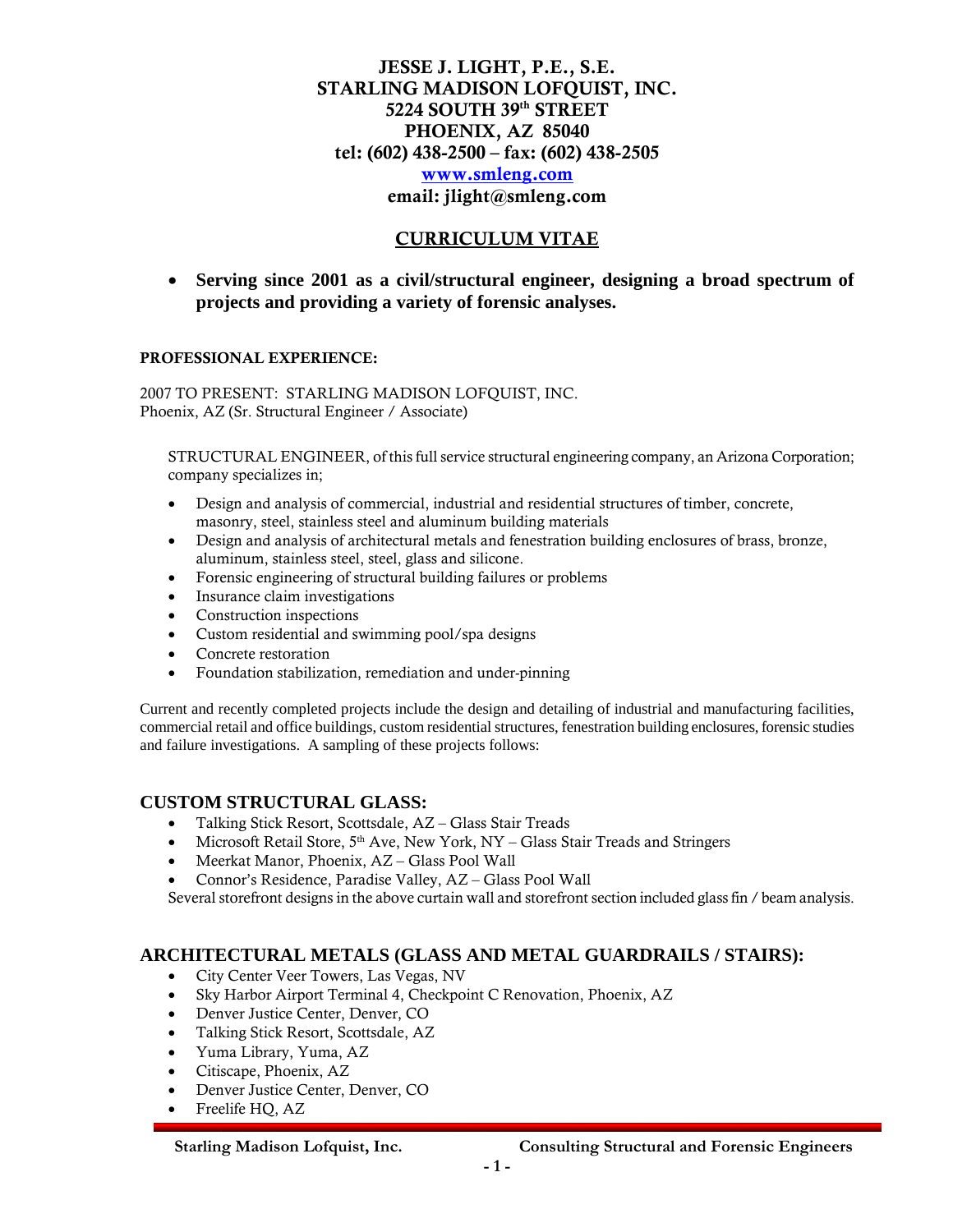# JESSE J. LIGHT, P.E., S.E.
# STARLING MADISON LOFQUIST, INC.
# 5224 SOUTH 39th STREET
# PHOENIX, AZ 85040
# tel: (602) 438-2500 – fax: (602) 438-2505
# www.smleng.com
# email: jlight@smleng.com

## CURRICULUM VITAE

- **Serving since 2001 as a civil/structural engineer, designing a broad spectrum of projects and providing a variety of forensic analyses.**

### PROFESSIONAL EXPERIENCE:

2007 TO PRESENT: STARLING MADISON LOFQUIST, INC.
Phoenix, AZ (Sr. Structural Engineer / Associate)

STRUCTURAL ENGINEER, of this full service structural engineering company, an Arizona Corporation; company specializes in;

- Design and analysis of commercial, industrial and residential structures of timber, concrete, masonry, steel, stainless steel and aluminum building materials
- Design and analysis of architectural metals and fenestration building enclosures of brass, bronze, aluminum, stainless steel, steel, glass and silicone.
- Forensic engineering of structural building failures or problems
- Insurance claim investigations
- Construction inspections
- Custom residential and swimming pool/spa designs
- Concrete restoration
- Foundation stabilization, remediation and under-pinning

Current and recently completed projects include the design and detailing of industrial and manufacturing facilities, commercial retail and office buildings, custom residential structures, fenestration building enclosures, forensic studies and failure investigations. A sampling of these projects follows:

## CUSTOM STRUCTURAL GLASS:

- Talking Stick Resort, Scottsdale, AZ – Glass Stair Treads
- Microsoft Retail Store, 5th Ave, New York, NY – Glass Stair Treads and Stringers
- Meerkat Manor, Phoenix, AZ – Glass Pool Wall
- Connor's Residence, Paradise Valley, AZ – Glass Pool Wall

Several storefront designs in the above curtain wall and storefront section included glass fin / beam analysis.

## ARCHITECTURAL METALS (GLASS AND METAL GUARDRAILS / STAIRS):

- City Center Veer Towers, Las Vegas, NV
- Sky Harbor Airport Terminal 4, Checkpoint C Renovation, Phoenix, AZ
- Denver Justice Center, Denver, CO
- Talking Stick Resort, Scottsdale, AZ
- Yuma Library, Yuma, AZ
- Citiscape, Phoenix, AZ
- Denver Justice Center, Denver, CO
- Freelife HQ, AZ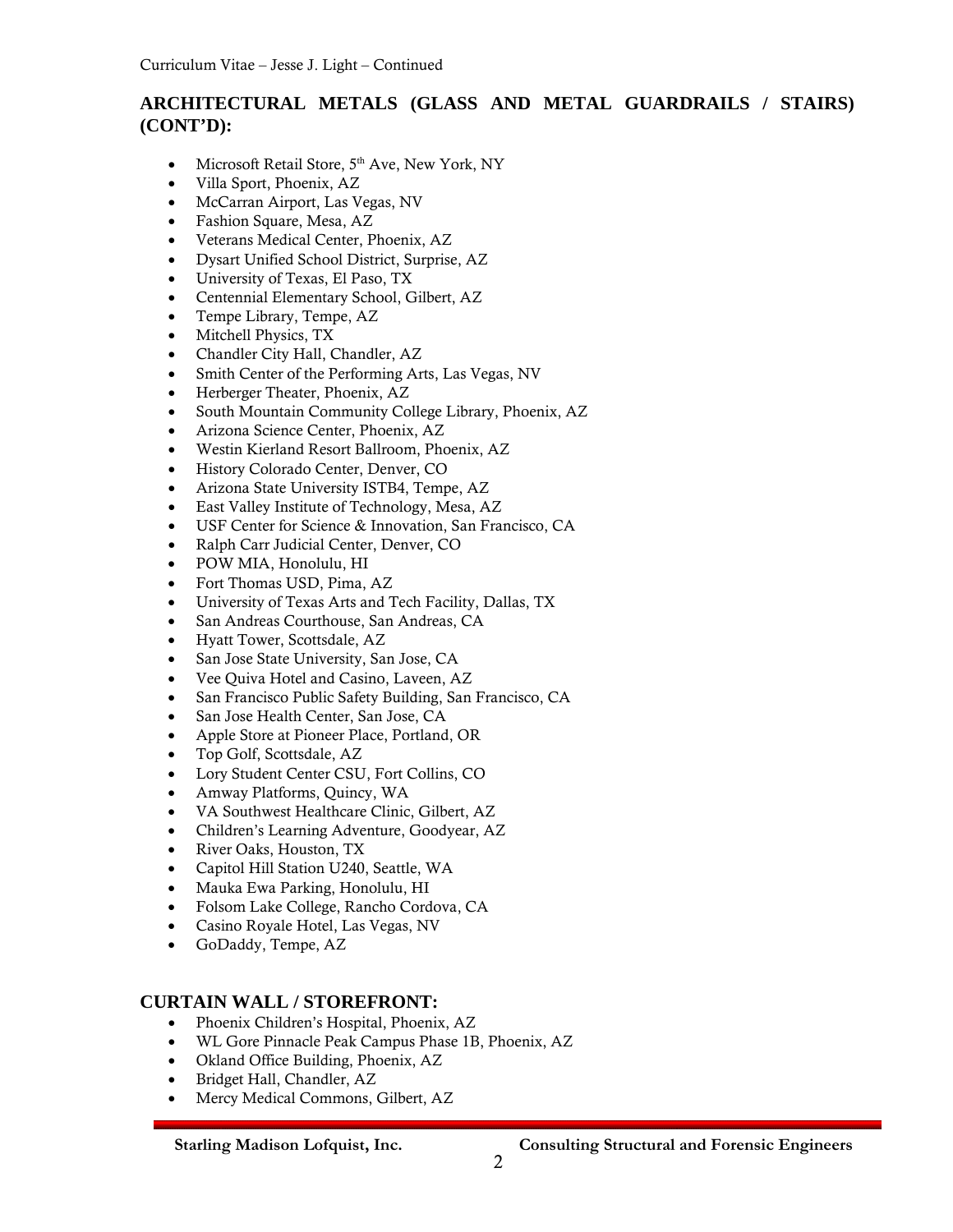## ARCHITECTURAL METALS (GLASS AND METAL GUARDRAILS / STAIRS) (CONT'D):

- Microsoft Retail Store, 5th Ave, New York, NY
- Villa Sport, Phoenix, AZ
- McCarran Airport, Las Vegas, NV
- Fashion Square, Mesa, AZ
- Veterans Medical Center, Phoenix, AZ
- Dysart Unified School District, Surprise, AZ
- University of Texas, El Paso, TX
- Centennial Elementary School, Gilbert, AZ
- Tempe Library, Tempe, AZ
- Mitchell Physics, TX
- Chandler City Hall, Chandler, AZ
- Smith Center of the Performing Arts, Las Vegas, NV
- Herberger Theater, Phoenix, AZ
- South Mountain Community College Library, Phoenix, AZ
- Arizona Science Center, Phoenix, AZ
- Westin Kierland Resort Ballroom, Phoenix, AZ
- History Colorado Center, Denver, CO
- Arizona State University ISTB4, Tempe, AZ
- East Valley Institute of Technology, Mesa, AZ
- USF Center for Science & Innovation, San Francisco, CA
- Ralph Carr Judicial Center, Denver, CO
- POW MIA, Honolulu, HI
- Fort Thomas USD, Pima, AZ
- University of Texas Arts and Tech Facility, Dallas, TX
- San Andreas Courthouse, San Andreas, CA
- Hyatt Tower, Scottsdale, AZ
- San Jose State University, San Jose, CA
- Vee Quiva Hotel and Casino, Laveen, AZ
- San Francisco Public Safety Building, San Francisco, CA
- San Jose Health Center, San Jose, CA
- Apple Store at Pioneer Place, Portland, OR
- Top Golf, Scottsdale, AZ
- Lory Student Center CSU, Fort Collins, CO
- Amway Platforms, Quincy, WA
- VA Southwest Healthcare Clinic, Gilbert, AZ
- Children's Learning Adventure, Goodyear, AZ
- River Oaks, Houston, TX
- Capitol Hill Station U240, Seattle, WA
- Mauka Ewa Parking, Honolulu, HI
- Folsom Lake College, Rancho Cordova, CA
- Casino Royale Hotel, Las Vegas, NV
- GoDaddy, Tempe, AZ

## CURTAIN WALL / STOREFRONT:

- Phoenix Children's Hospital, Phoenix, AZ
- WL Gore Pinnacle Peak Campus Phase 1B, Phoenix, AZ
- Okland Office Building, Phoenix, AZ
- Bridget Hall, Chandler, AZ
- Mercy Medical Commons, Gilbert, AZ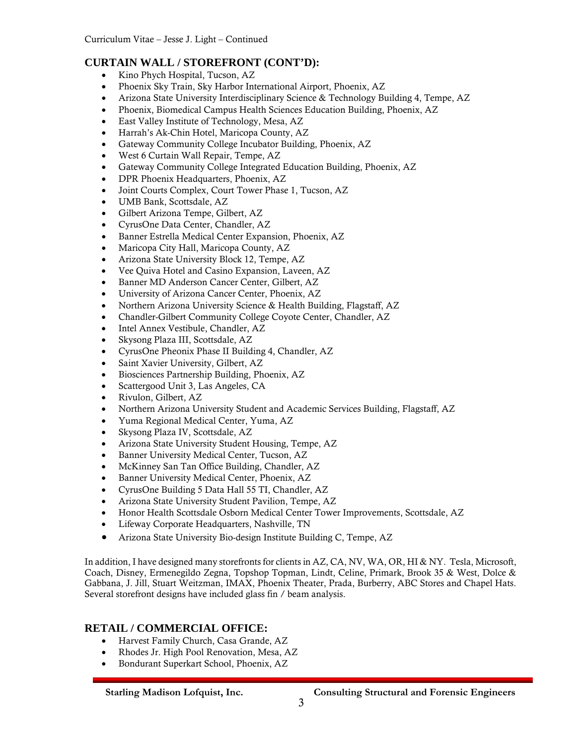## CURTAIN WALL / STOREFRONT (CONT'D):

- Kino Phych Hospital, Tucson, AZ
- Phoenix Sky Train, Sky Harbor International Airport, Phoenix, AZ
- Arizona State University Interdisciplinary Science & Technology Building 4, Tempe, AZ
- Phoenix, Biomedical Campus Health Sciences Education Building, Phoenix, AZ
- East Valley Institute of Technology, Mesa, AZ
- Harrah's Ak-Chin Hotel, Maricopa County, AZ
- Gateway Community College Incubator Building, Phoenix, AZ
- West 6 Curtain Wall Repair, Tempe, AZ
- Gateway Community College Integrated Education Building, Phoenix, AZ
- DPR Phoenix Headquarters, Phoenix, AZ
- Joint Courts Complex, Court Tower Phase 1, Tucson, AZ
- UMB Bank, Scottsdale, AZ
- Gilbert Arizona Tempe, Gilbert, AZ
- CyrusOne Data Center, Chandler, AZ
- Banner Estrella Medical Center Expansion, Phoenix, AZ
- Maricopa City Hall, Maricopa County, AZ
- Arizona State University Block 12, Tempe, AZ
- Vee Quiva Hotel and Casino Expansion, Laveen, AZ
- Banner MD Anderson Cancer Center, Gilbert, AZ
- University of Arizona Cancer Center, Phoenix, AZ
- Northern Arizona University Science & Health Building, Flagstaff, AZ
- Chandler-Gilbert Community College Coyote Center, Chandler, AZ
- Intel Annex Vestibule, Chandler, AZ
- Skysong Plaza III, Scottsdale, AZ
- CyrusOne Pheonix Phase II Building 4, Chandler, AZ
- Saint Xavier University, Gilbert, AZ
- Biosciences Partnership Building, Phoenix, AZ
- Scattergood Unit 3, Las Angeles, CA
- Rivulon, Gilbert, AZ
- Northern Arizona University Student and Academic Services Building, Flagstaff, AZ
- Yuma Regional Medical Center, Yuma, AZ
- Skysong Plaza IV, Scottsdale, AZ
- Arizona State University Student Housing, Tempe, AZ
- Banner University Medical Center, Tucson, AZ
- McKinney San Tan Office Building, Chandler, AZ
- Banner University Medical Center, Phoenix, AZ
- CyrusOne Building 5 Data Hall 55 TI, Chandler, AZ
- Arizona State University Student Pavilion, Tempe, AZ
- Honor Health Scottsdale Osborn Medical Center Tower Improvements, Scottsdale, AZ
- Lifeway Corporate Headquarters, Nashville, TN
- Arizona State University Bio-design Institute Building C, Tempe, AZ

In addition, I have designed many storefronts for clients in AZ, CA, NV, WA, OR, HI & NY. Tesla, Microsoft, Coach, Disney, Ermenegildo Zegna, Topshop Topman, Lindt, Celine, Primark, Brook 35 & West, Dolce & Gabbana, J. Jill, Stuart Weitzman, IMAX, Phoenix Theater, Prada, Burberry, ABC Stores and Chapel Hats. Several storefront designs have included glass fin / beam analysis.

## RETAIL / COMMERCIAL OFFICE:

- Harvest Family Church, Casa Grande, AZ
- Rhodes Jr. High Pool Renovation, Mesa, AZ
- Bondurant Superkart School, Phoenix, AZ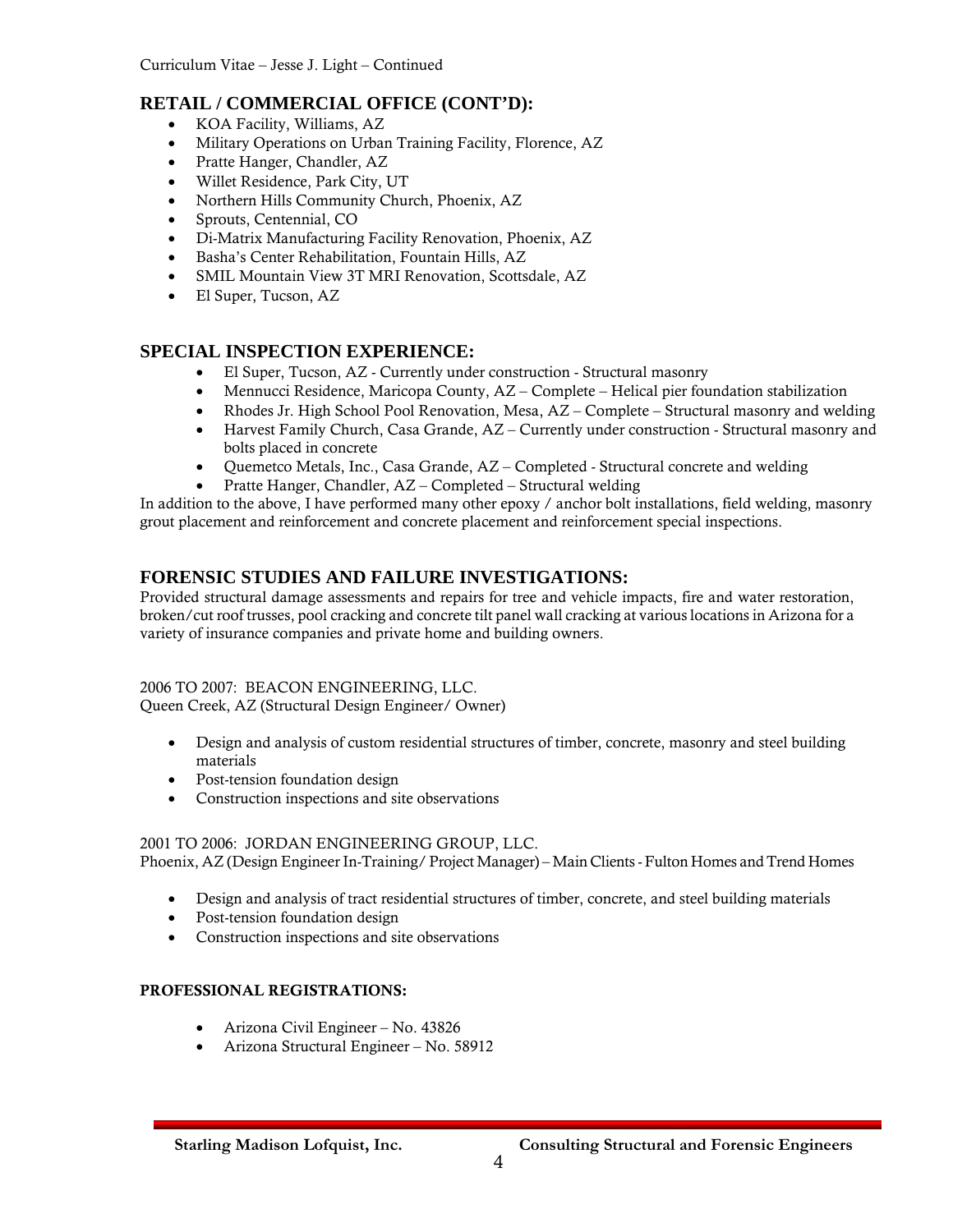## RETAIL / COMMERCIAL OFFICE (CONT'D):

- KOA Facility, Williams, AZ
- Military Operations on Urban Training Facility, Florence, AZ
- Pratte Hanger, Chandler, AZ
- Willet Residence, Park City, UT
- Northern Hills Community Church, Phoenix, AZ
- Sprouts, Centennial, CO
- Di-Matrix Manufacturing Facility Renovation, Phoenix, AZ
- Basha's Center Rehabilitation, Fountain Hills, AZ
- SMIL Mountain View 3T MRI Renovation, Scottsdale, AZ
- El Super, Tucson, AZ

## SPECIAL INSPECTION EXPERIENCE:

- El Super, Tucson, AZ - Currently under construction - Structural masonry
- Mennucci Residence, Maricopa County, AZ – Complete – Helical pier foundation stabilization
- Rhodes Jr. High School Pool Renovation, Mesa, AZ – Complete – Structural masonry and welding
- Harvest Family Church, Casa Grande, AZ – Currently under construction - Structural masonry and bolts placed in concrete
- Quemetco Metals, Inc., Casa Grande, AZ – Completed - Structural concrete and welding
- Pratte Hanger, Chandler, AZ – Completed – Structural welding

In addition to the above, I have performed many other epoxy / anchor bolt installations, field welding, masonry grout placement and reinforcement and concrete placement and reinforcement special inspections.

## FORENSIC STUDIES AND FAILURE INVESTIGATIONS:

Provided structural damage assessments and repairs for tree and vehicle impacts, fire and water restoration, broken/cut roof trusses, pool cracking and concrete tilt panel wall cracking at various locations in Arizona for a variety of insurance companies and private home and building owners.

2006 TO 2007: BEACON ENGINEERING, LLC.
Queen Creek, AZ (Structural Design Engineer/ Owner)

- Design and analysis of custom residential structures of timber, concrete, masonry and steel building materials
- Post-tension foundation design
- Construction inspections and site observations

2001 TO 2006: JORDAN ENGINEERING GROUP, LLC.
Phoenix, AZ (Design Engineer In-Training/ Project Manager) – Main Clients - Fulton Homes and Trend Homes

- Design and analysis of tract residential structures of timber, concrete, and steel building materials
- Post-tension foundation design
- Construction inspections and site observations

**PROFESSIONAL REGISTRATIONS:**

- Arizona Civil Engineer – No. 43826
- Arizona Structural Engineer – No. 58912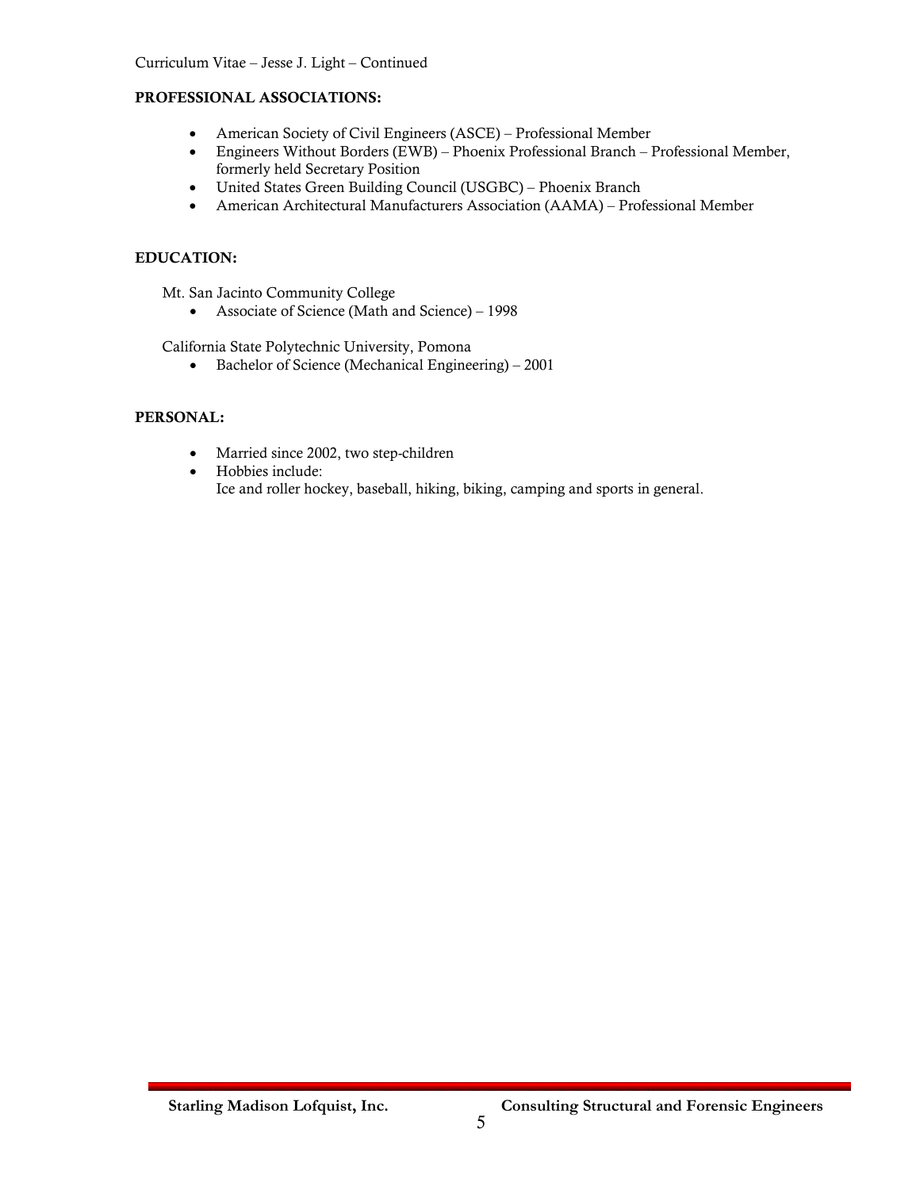**PROFESSIONAL ASSOCIATIONS:**

- American Society of Civil Engineers (ASCE) – Professional Member
- Engineers Without Borders (EWB) – Phoenix Professional Branch – Professional Member, formerly held Secretary Position
- United States Green Building Council (USGBC) – Phoenix Branch
- American Architectural Manufacturers Association (AAMA) – Professional Member

**EDUCATION:**

Mt. San Jacinto Community College

- Associate of Science (Math and Science) – 1998

California State Polytechnic University, Pomona

- Bachelor of Science (Mechanical Engineering) – 2001

**PERSONAL:**

- Married since 2002, two step-children
- Hobbies include:
  Ice and roller hockey, baseball, hiking, biking, camping and sports in general.